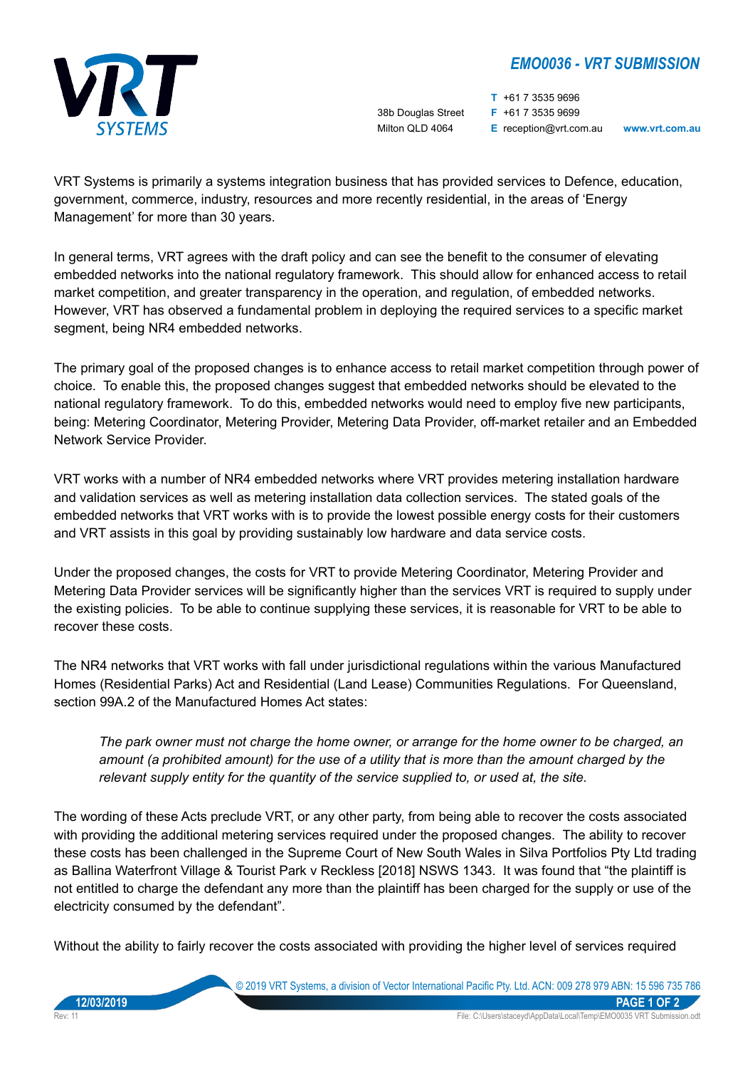# EMO0036 - VRT SUBMISSION

38b Douglas Street
Milton QLD 4064

T +61 7 3535 9696
F +61 7 3535 9699
E reception@vrt.com.au
www.vrt.com.au

VRT Systems is primarily a systems integration business that has provided services to Defence, education, government, commerce, industry, resources and more recently residential, in the areas of 'Energy Management' for more than 30 years.

In general terms, VRT agrees with the draft policy and can see the benefit to the consumer of elevating embedded networks into the national regulatory framework. This should allow for enhanced access to retail market competition, and greater transparency in the operation, and regulation, of embedded networks. However, VRT has observed a fundamental problem in deploying the required services to a specific market segment, being NR4 embedded networks.

The primary goal of the proposed changes is to enhance access to retail market competition through power of choice. To enable this, the proposed changes suggest that embedded networks should be elevated to the national regulatory framework. To do this, embedded networks would need to employ five new participants, being: Metering Coordinator, Metering Provider, Metering Data Provider, off-market retailer and an Embedded Network Service Provider.

VRT works with a number of NR4 embedded networks where VRT provides metering installation hardware and validation services as well as metering installation data collection services. The stated goals of the embedded networks that VRT works with is to provide the lowest possible energy costs for their customers and VRT assists in this goal by providing sustainably low hardware and data service costs.

Under the proposed changes, the costs for VRT to provide Metering Coordinator, Metering Provider and Metering Data Provider services will be significantly higher than the services VRT is required to supply under the existing policies. To be able to continue supplying these services, it is reasonable for VRT to be able to recover these costs.

The NR4 networks that VRT works with fall under jurisdictional regulations within the various Manufactured Homes (Residential Parks) Act and Residential (Land Lease) Communities Regulations. For Queensland, section 99A.2 of the Manufactured Homes Act states:

> *The park owner must not charge the home owner, or arrange for the home owner to be charged, an amount (a prohibited amount) for the use of a utility that is more than the amount charged by the relevant supply entity for the quantity of the service supplied to, or used at, the site.*

The wording of these Acts preclude VRT, or any other party, from being able to recover the costs associated with providing the additional metering services required under the proposed changes. The ability to recover these costs has been challenged in the Supreme Court of New South Wales in Silva Portfolios Pty Ltd trading as Ballina Waterfront Village & Tourist Park v Reckless [2018] NSWS 1343. It was found that "the plaintiff is not entitled to charge the defendant any more than the plaintiff has been charged for the supply or use of the electricity consumed by the defendant".

Without the ability to fairly recover the costs associated with providing the higher level of services required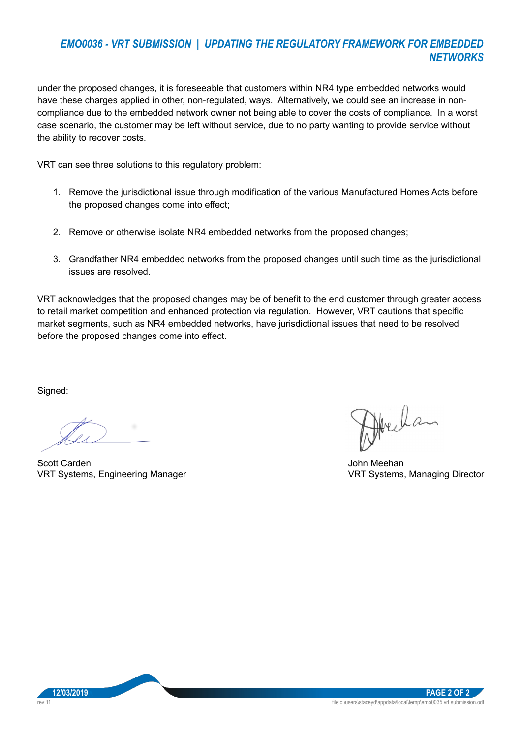under the proposed changes, it is foreseeable that customers within NR4 type embedded networks would have these charges applied in other, non-regulated, ways. Alternatively, we could see an increase in non-compliance due to the embedded network owner not being able to cover the costs of compliance. In a worst case scenario, the customer may be left without service, due to no party wanting to provide service without the ability to recover costs.

VRT can see three solutions to this regulatory problem:

1. Remove the jurisdictional issue through modification of the various Manufactured Homes Acts before the proposed changes come into effect;
2. Remove or otherwise isolate NR4 embedded networks from the proposed changes;
3. Grandfather NR4 embedded networks from the proposed changes until such time as the jurisdictional issues are resolved.

VRT acknowledges that the proposed changes may be of benefit to the end customer through greater access to retail market competition and enhanced protection via regulation. However, VRT cautions that specific market segments, such as NR4 embedded networks, have jurisdictional issues that need to be resolved before the proposed changes come into effect.

Signed:

Scott Carden
VRT Systems, Engineering Manager

John Meehan
VRT Systems, Managing Director